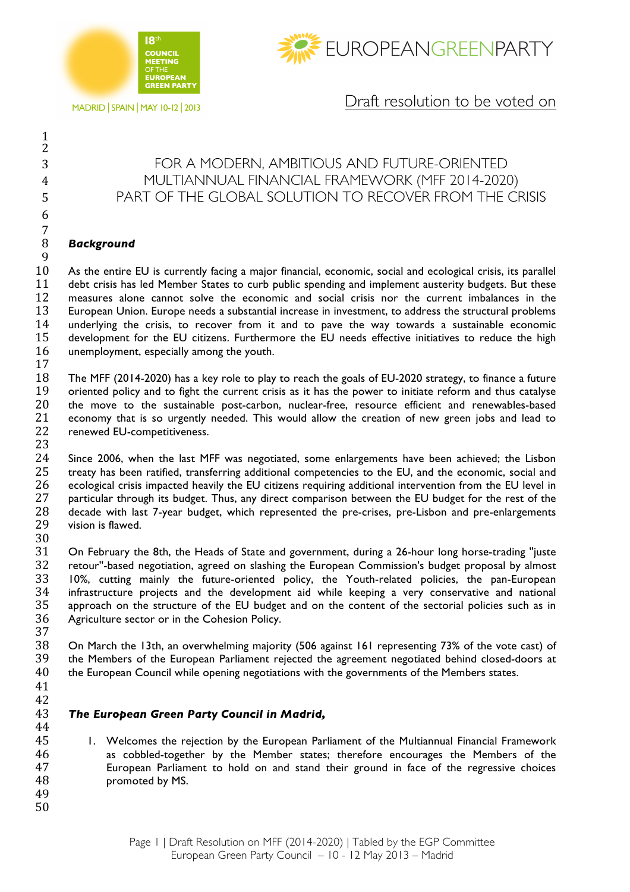18th COUNCIL MEETING OF THE EUROPEAN GREEN PARTY

MADRID | SPAIN | MAY 10-12 | 2013

EUROPEANGREENPARTY

Draft resolution to be voted on

# FOR A MODERN, AMBITIOUS AND FUTURE-ORIENTED MULTIANNUAL FINANCIAL FRAMEWORK (MFF 2014-2020) PART OF THE GLOBAL SOLUTION TO RECOVER FROM THE CRISIS

## *Background*

As the entire EU is currently facing a major financial, economic, social and ecological crisis, its parallel debt crisis has led Member States to curb public spending and implement austerity budgets. But these measures alone cannot solve the economic and social crisis nor the current imbalances in the European Union. Europe needs a substantial increase in investment, to address the structural problems underlying the crisis, to recover from it and to pave the way towards a sustainable economic development for the EU citizens. Furthermore the EU needs effective initiatives to reduce the high unemployment, especially among the youth.

The MFF (2014-2020) has a key role to play to reach the goals of EU-2020 strategy, to finance a future oriented policy and to fight the current crisis as it has the power to initiate reform and thus catalyse the move to the sustainable post-carbon, nuclear-free, resource efficient and renewables-based economy that is so urgently needed. This would allow the creation of new green jobs and lead to renewed EU-competitiveness.

Since 2006, when the last MFF was negotiated, some enlargements have been achieved; the Lisbon treaty has been ratified, transferring additional competencies to the EU, and the economic, social and ecological crisis impacted heavily the EU citizens requiring additional intervention from the EU level in particular through its budget. Thus, any direct comparison between the EU budget for the rest of the decade with last 7-year budget, which represented the pre-crises, pre-Lisbon and pre-enlargements vision is flawed.

On February the 8th, the Heads of State and government, during a 26-hour long horse-trading "juste retour"-based negotiation, agreed on slashing the European Commission's budget proposal by almost 10%, cutting mainly the future-oriented policy, the Youth-related policies, the pan-European infrastructure projects and the development aid while keeping a very conservative and national approach on the structure of the EU budget and on the content of the sectorial policies such as in Agriculture sector or in the Cohesion Policy.

On March the 13th, an overwhelming majority (506 against 161 representing 73% of the vote cast) of the Members of the European Parliament rejected the agreement negotiated behind closed-doors at the European Council while opening negotiations with the governments of the Members states.

## *The European Green Party Council in Madrid,*

1. Welcomes the rejection by the European Parliament of the Multiannual Financial Framework as cobbled-together by the Member states; therefore encourages the Members of the European Parliament to hold on and stand their ground in face of the regressive choices promoted by MS.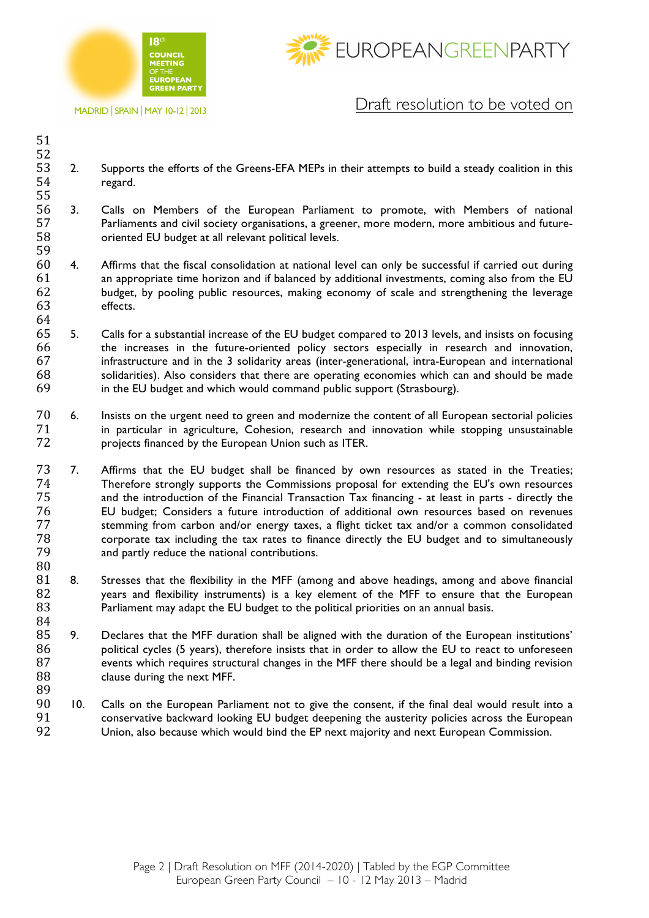2. Supports the efforts of the Greens-EFA MEPs in their attempts to build a steady coalition in this regard.

3. Calls on Members of the European Parliament to promote, with Members of national Parliaments and civil society organisations, a greener, more modern, more ambitious and future-oriented EU budget at all relevant political levels.

4. Affirms that the fiscal consolidation at national level can only be successful if carried out during an appropriate time horizon and if balanced by additional investments, coming also from the EU budget, by pooling public resources, making economy of scale and strengthening the leverage effects.

5. Calls for a substantial increase of the EU budget compared to 2013 levels, and insists on focusing the increases in the future-oriented policy sectors especially in research and innovation, infrastructure and in the 3 solidarity areas (inter-generational, intra-European and international solidarities). Also considers that there are operating economies which can and should be made in the EU budget and which would command public support (Strasbourg).

6. Insists on the urgent need to green and modernize the content of all European sectorial policies in particular in agriculture, Cohesion, research and innovation while stopping unsustainable projects financed by the European Union such as ITER.

7. Affirms that the EU budget shall be financed by own resources as stated in the Treaties; Therefore strongly supports the Commissions proposal for extending the EU's own resources and the introduction of the Financial Transaction Tax financing - at least in parts - directly the EU budget; Considers a future introduction of additional own resources based on revenues stemming from carbon and/or energy taxes, a flight ticket tax and/or a common consolidated corporate tax including the tax rates to finance directly the EU budget and to simultaneously and partly reduce the national contributions.

8. Stresses that the flexibility in the MFF (among and above headings, among and above financial years and flexibility instruments) is a key element of the MFF to ensure that the European Parliament may adapt the EU budget to the political priorities on an annual basis.

9. Declares that the MFF duration shall be aligned with the duration of the European institutions' political cycles (5 years), therefore insists that in order to allow the EU to react to unforeseen events which requires structural changes in the MFF there should be a legal and binding revision clause during the next MFF.

10. Calls on the European Parliament not to give the consent, if the final deal would result into a conservative backward looking EU budget deepening the austerity policies across the European Union, also because which would bind the EP next majority and next European Commission.